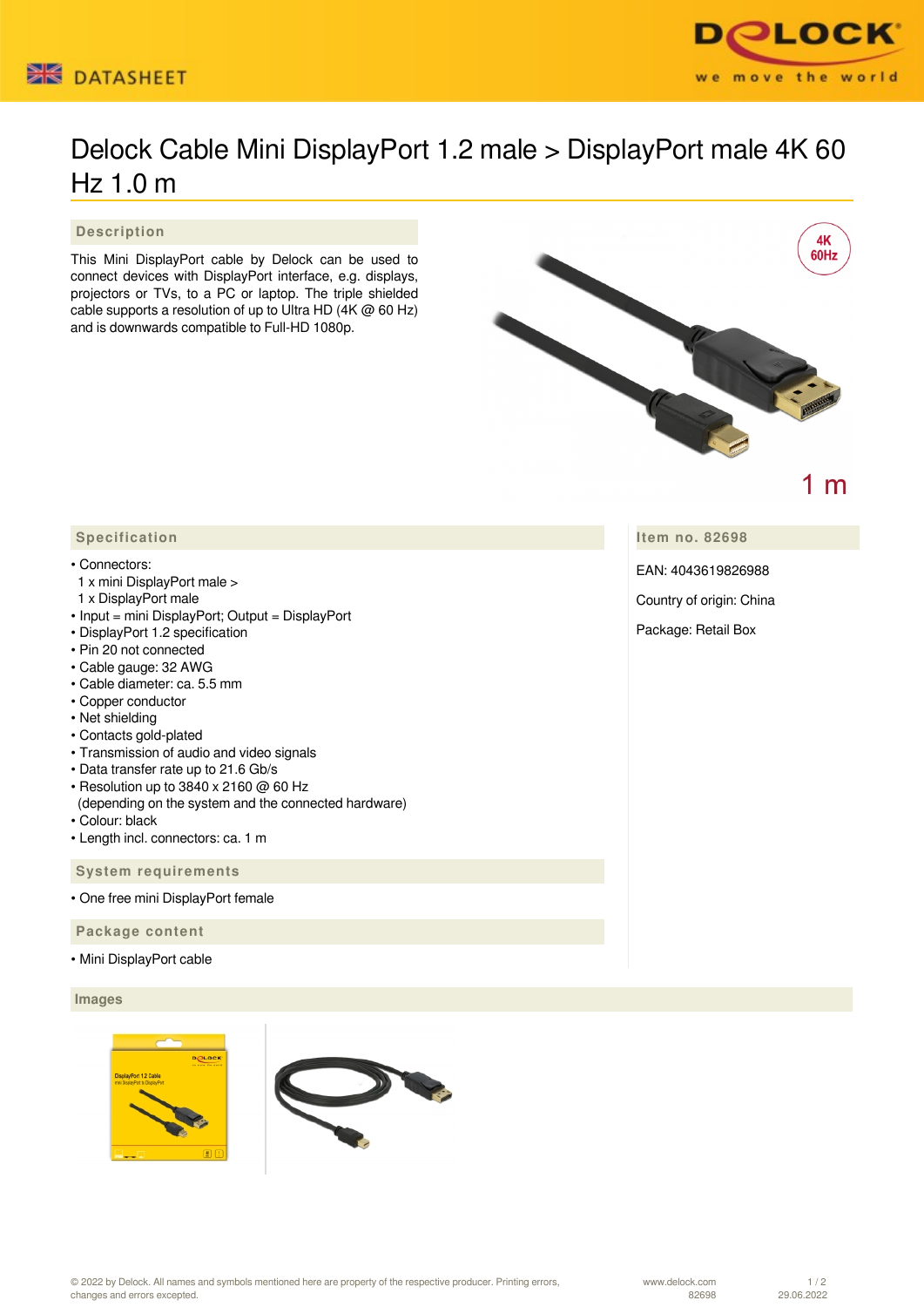DATASHEET

# Delock Cable Mini DisplayPort 1.2 male > DisplayPort male 4K 60 Hz 1.0 m

## Description

This Mini DisplayPort cable by Delock can be used to connect devices with DisplayPort interface, e.g. displays, projectors or TVs, to a PC or laptop. The triple shielded cable supports a resolution of up to Ultra HD (4K @ 60 Hz) and is downwards compatible to Full-HD 1080p.

## Specification

- Connectors:
  1 x mini DisplayPort male >
  1 x DisplayPort male
- Input = mini DisplayPort; Output = DisplayPort
- DisplayPort 1.2 specification
- Pin 20 not connected
- Cable gauge: 32 AWG
- Cable diameter: ca. 5.5 mm
- Copper conductor
- Net shielding
- Contacts gold-plated
- Transmission of audio and video signals
- Data transfer rate up to 21.6 Gb/s
- Resolution up to 3840 x 2160 @ 60 Hz
  (depending on the system and the connected hardware)
- Colour: black
- Length incl. connectors: ca. 1 m

## System requirements

- One free mini DisplayPort female

## Package content

- Mini DisplayPort cable

## Item no. 82698

EAN: 4043619826988

Country of origin: China

Package: Retail Box

## Images

© 2022 by Delock. All names and symbols mentioned here are property of the respective producer. Printing errors, changes and errors excepted.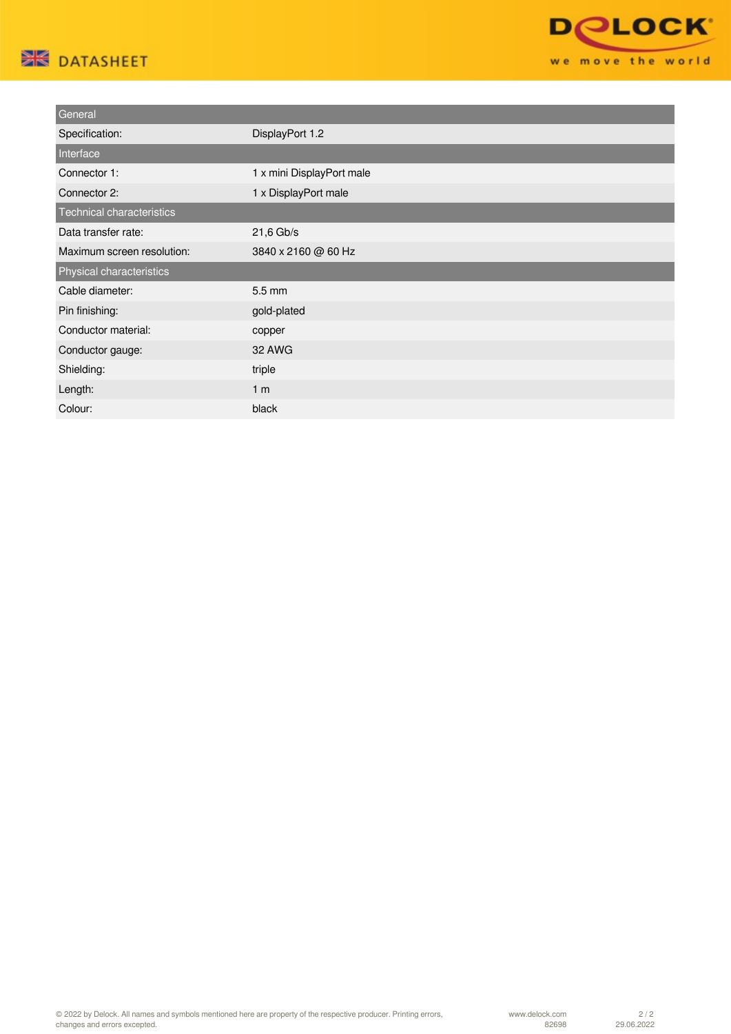| | |
|---|---|
| **General** | |
| Specification: | DisplayPort 1.2 |
| **Interface** | |
| Connector 1: | 1 x mini DisplayPort male |
| Connector 2: | 1 x DisplayPort male |
| **Technical characteristics** | |
| Data transfer rate: | 21,6 Gb/s |
| Maximum screen resolution: | 3840 x 2160 @ 60 Hz |
| **Physical characteristics** | |
| Cable diameter: | 5.5 mm |
| Pin finishing: | gold-plated |
| Conductor material: | copper |
| Conductor gauge: | 32 AWG |
| Shielding: | triple |
| Length: | 1 m |
| Colour: | black |